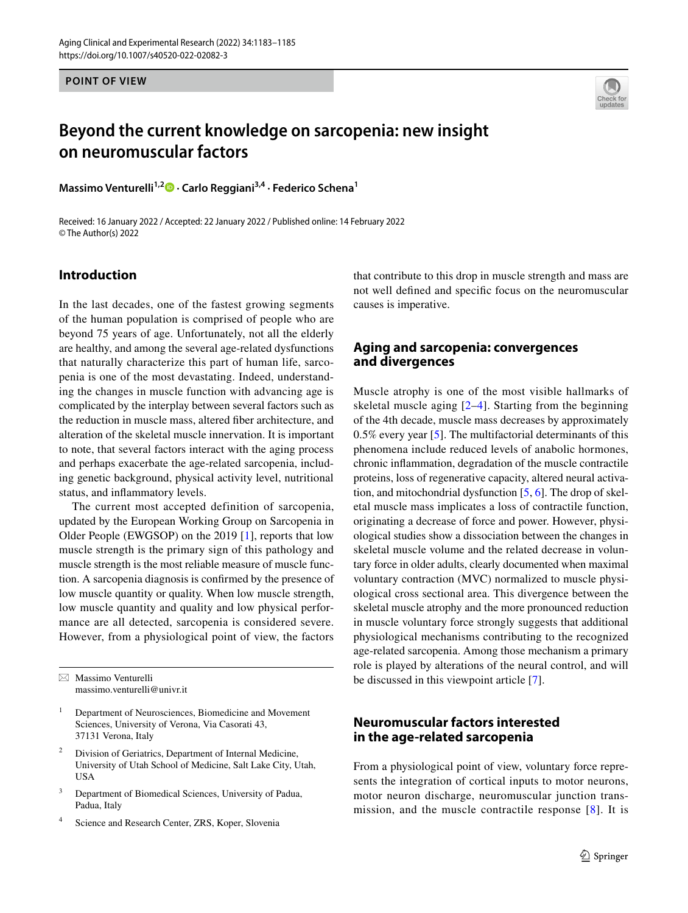POINT OF VIEW

# Beyond the current knowledge on sarcopenia: new insight on neuromuscular factors

**Massimo Venturelli[1,2] · Carlo Reggiani[3,4] · Federico Schena[1]**

Received: 16 January 2022 / Accepted: 22 January 2022 / Published online: 14 February 2022
© The Author(s) 2022

## Introduction

In the last decades, one of the fastest growing segments of the human population is comprised of people who are beyond 75 years of age. Unfortunately, not all the elderly are healthy, and among the several age-related dysfunctions that naturally characterize this part of human life, sarcopenia is one of the most devastating. Indeed, understanding the changes in muscle function with advancing age is complicated by the interplay between several factors such as the reduction in muscle mass, altered fiber architecture, and alteration of the skeletal muscle innervation. It is important to note, that several factors interact with the aging process and perhaps exacerbate the age-related sarcopenia, including genetic background, physical activity level, nutritional status, and inflammatory levels.

The current most accepted definition of sarcopenia, updated by the European Working Group on Sarcopenia in Older People (EWGSOP) on the 2019 [1], reports that low muscle strength is the primary sign of this pathology and muscle strength is the most reliable measure of muscle function. A sarcopenia diagnosis is confirmed by the presence of low muscle quantity or quality. When low muscle strength, low muscle quantity and quality and low physical performance are all detected, sarcopenia is considered severe. However, from a physiological point of view, the factors that contribute to this drop in muscle strength and mass are not well defined and specific focus on the neuromuscular causes is imperative.

## Aging and sarcopenia: convergences and divergences

Muscle atrophy is one of the most visible hallmarks of skeletal muscle aging [2–4]. Starting from the beginning of the 4th decade, muscle mass decreases by approximately 0.5% every year [5]. The multifactorial determinants of this phenomena include reduced levels of anabolic hormones, chronic inflammation, degradation of the muscle contractile proteins, loss of regenerative capacity, altered neural activation, and mitochondrial dysfunction [5, 6]. The drop of skeletal muscle mass implicates a loss of contractile function, originating a decrease of force and power. However, physiological studies show a dissociation between the changes in skeletal muscle volume and the related decrease in voluntary force in older adults, clearly documented when maximal voluntary contraction (MVC) normalized to muscle physiological cross sectional area. This divergence between the skeletal muscle atrophy and the more pronounced reduction in muscle voluntary force strongly suggests that additional physiological mechanisms contributing to the recognized age-related sarcopenia. Among those mechanism a primary role is played by alterations of the neural control, and will be discussed in this viewpoint article [7].

## Neuromuscular factors interested in the age-related sarcopenia

From a physiological point of view, voluntary force represents the integration of cortical inputs to motor neurons, motor neuron discharge, neuromuscular junction transmission, and the muscle contractile response [8]. It is

---

✉ Massimo Venturelli
massimo.venturelli@univr.it

1 Department of Neurosciences, Biomedicine and Movement Sciences, University of Verona, Via Casorati 43, 37131 Verona, Italy

2 Division of Geriatrics, Department of Internal Medicine, University of Utah School of Medicine, Salt Lake City, Utah, USA

3 Department of Biomedical Sciences, University of Padua, Padua, Italy

4 Science and Research Center, ZRS, Koper, Slovenia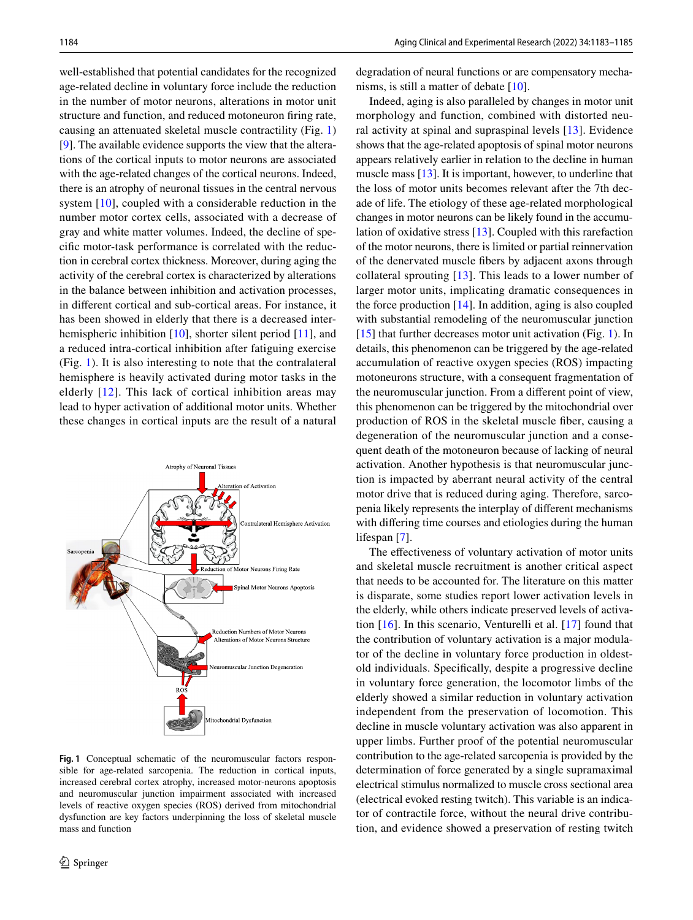well-established that potential candidates for the recognized age-related decline in voluntary force include the reduction in the number of motor neurons, alterations in motor unit structure and function, and reduced motoneuron firing rate, causing an attenuated skeletal muscle contractility (Fig. 1) [9]. The available evidence supports the view that the alterations of the cortical inputs to motor neurons are associated with the age-related changes of the cortical neurons. Indeed, there is an atrophy of neuronal tissues in the central nervous system [10], coupled with a considerable reduction in the number motor cortex cells, associated with a decrease of gray and white matter volumes. Indeed, the decline of specific motor-task performance is correlated with the reduction in cerebral cortex thickness. Moreover, during aging the activity of the cerebral cortex is characterized by alterations in the balance between inhibition and activation processes, in different cortical and sub-cortical areas. For instance, it has been showed in elderly that there is a decreased interhemispheric inhibition [10], shorter silent period [11], and a reduced intra-cortical inhibition after fatiguing exercise (Fig. 1). It is also interesting to note that the contralateral hemisphere is heavily activated during motor tasks in the elderly [12]. This lack of cortical inhibition areas may lead to hyper activation of additional motor units. Whether these changes in cortical inputs are the result of a natural degradation of neural functions or are compensatory mechanisms, is still a matter of debate [10].

Indeed, aging is also paralleled by changes in motor unit morphology and function, combined with distorted neural activity at spinal and supraspinal levels [13]. Evidence shows that the age-related apoptosis of spinal motor neurons appears relatively earlier in relation to the decline in human muscle mass [13]. It is important, however, to underline that the loss of motor units becomes relevant after the 7th decade of life. The etiology of these age-related morphological changes in motor neurons can be likely found in the accumulation of oxidative stress [13]. Coupled with this rarefaction of the motor neurons, there is limited or partial reinnervation of the denervated muscle fibers by adjacent axons through collateral sprouting [13]. This leads to a lower number of larger motor units, implicating dramatic consequences in the force production [14]. In addition, aging is also coupled with substantial remodeling of the neuromuscular junction [15] that further decreases motor unit activation (Fig. 1). In details, this phenomenon can be triggered by the age-related accumulation of reactive oxygen species (ROS) impacting motoneurons structure, with a consequent fragmentation of the neuromuscular junction. From a different point of view, this phenomenon can be triggered by the mitochondrial over production of ROS in the skeletal muscle fiber, causing a degeneration of the neuromuscular junction and a consequent death of the motoneuron because of lacking of neural activation. Another hypothesis is that neuromuscular junction is impacted by aberrant neural activity of the central motor drive that is reduced during aging. Therefore, sarcopenia likely represents the interplay of different mechanisms with differing time courses and etiologies during the human lifespan [7].

**Fig. 1** Conceptual schematic of the neuromuscular factors responsible for age-related sarcopenia. The reduction in cortical inputs, increased cerebral cortex atrophy, increased motor-neurons apoptosis and neuromuscular junction impairment associated with increased levels of reactive oxygen species (ROS) derived from mitochondrial dysfunction are key factors underpinning the loss of skeletal muscle mass and function

The effectiveness of voluntary activation of motor units and skeletal muscle recruitment is another critical aspect that needs to be accounted for. The literature on this matter is disparate, some studies report lower activation levels in the elderly, while others indicate preserved levels of activation [16]. In this scenario, Venturelli et al. [17] found that the contribution of voluntary activation is a major modulator of the decline in voluntary force production in oldest-old individuals. Specifically, despite a progressive decline in voluntary force generation, the locomotor limbs of the elderly showed a similar reduction in voluntary activation independent from the preservation of locomotion. This decline in muscle voluntary activation was also apparent in upper limbs. Further proof of the potential neuromuscular contribution to the age-related sarcopenia is provided by the determination of force generated by a single supramaximal electrical stimulus normalized to muscle cross sectional area (electrical evoked resting twitch). This variable is an indicator of contractile force, without the neural drive contribution, and evidence showed a preservation of resting twitch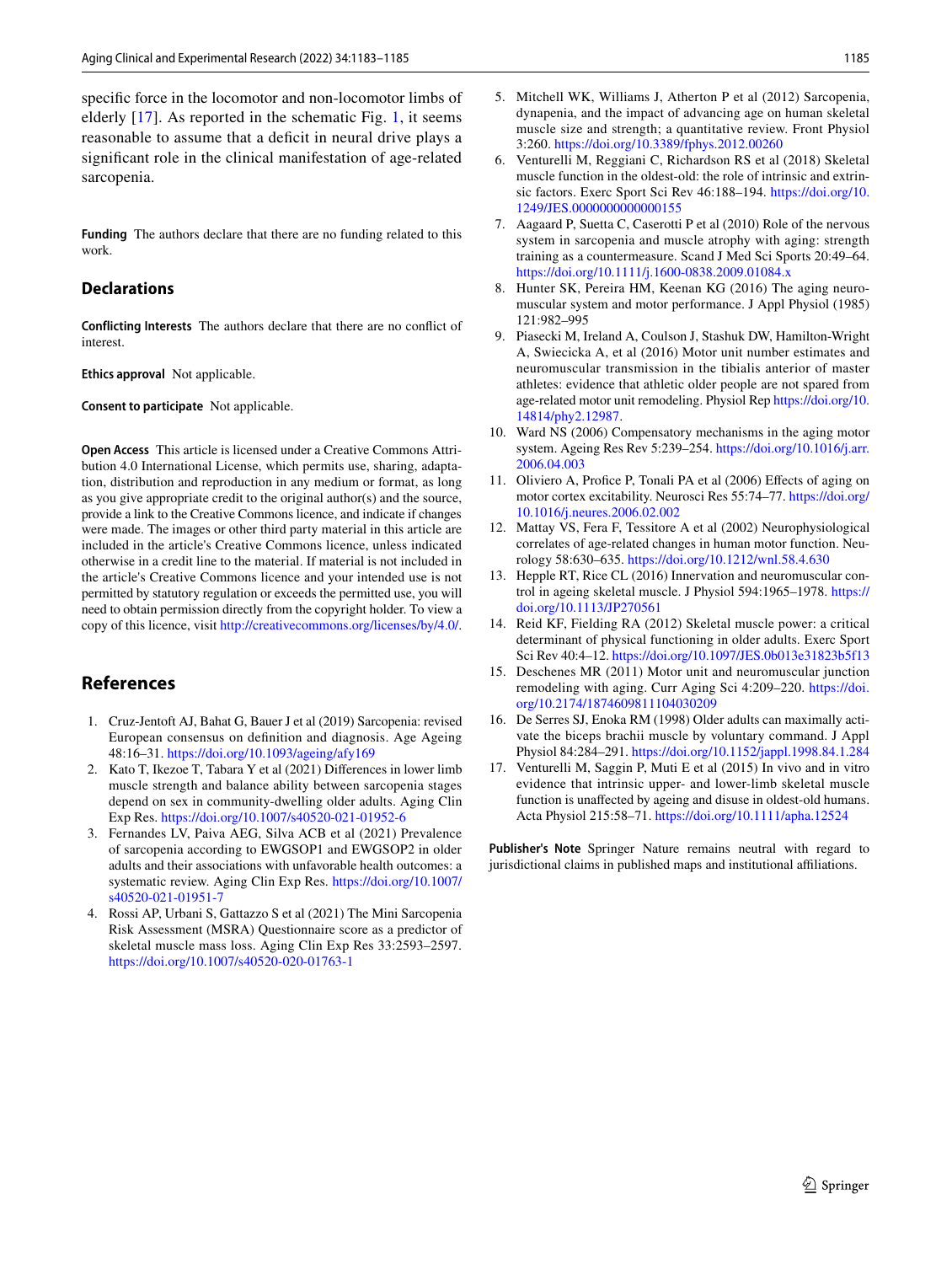specific force in the locomotor and non-locomotor limbs of elderly [17]. As reported in the schematic Fig. 1, it seems reasonable to assume that a deficit in neural drive plays a significant role in the clinical manifestation of age-related sarcopenia.

**Funding** The authors declare that there are no funding related to this work.

## Declarations

**Conflicting Interests** The authors declare that there are no conflict of interest.

**Ethics approval** Not applicable.

**Consent to participate** Not applicable.

**Open Access** This article is licensed under a Creative Commons Attribution 4.0 International License, which permits use, sharing, adaptation, distribution and reproduction in any medium or format, as long as you give appropriate credit to the original author(s) and the source, provide a link to the Creative Commons licence, and indicate if changes were made. The images or other third party material in this article are included in the article's Creative Commons licence, unless indicated otherwise in a credit line to the material. If material is not included in the article's Creative Commons licence and your intended use is not permitted by statutory regulation or exceeds the permitted use, you will need to obtain permission directly from the copyright holder. To view a copy of this licence, visit http://creativecommons.org/licenses/by/4.0/.

## References

1. Cruz-Jentoft AJ, Bahat G, Bauer J et al (2019) Sarcopenia: revised European consensus on definition and diagnosis. Age Ageing 48:16–31. https://doi.org/10.1093/ageing/afy169
2. Kato T, Ikezoe T, Tabara Y et al (2021) Differences in lower limb muscle strength and balance ability between sarcopenia stages depend on sex in community-dwelling older adults. Aging Clin Exp Res. https://doi.org/10.1007/s40520-021-01952-6
3. Fernandes LV, Paiva AEG, Silva ACB et al (2021) Prevalence of sarcopenia according to EWGSOP1 and EWGSOP2 in older adults and their associations with unfavorable health outcomes: a systematic review. Aging Clin Exp Res. https://doi.org/10.1007/s40520-021-01951-7
4. Rossi AP, Urbani S, Gattazzo S et al (2021) The Mini Sarcopenia Risk Assessment (MSRA) Questionnaire score as a predictor of skeletal muscle mass loss. Aging Clin Exp Res 33:2593–2597. https://doi.org/10.1007/s40520-020-01763-1
5. Mitchell WK, Williams J, Atherton P et al (2012) Sarcopenia, dynapenia, and the impact of advancing age on human skeletal muscle size and strength; a quantitative review. Front Physiol 3:260. https://doi.org/10.3389/fphys.2012.00260
6. Venturelli M, Reggiani C, Richardson RS et al (2018) Skeletal muscle function in the oldest-old: the role of intrinsic and extrinsic factors. Exerc Sport Sci Rev 46:188–194. https://doi.org/10.1249/JES.0000000000000155
7. Aagaard P, Suetta C, Caserotti P et al (2010) Role of the nervous system in sarcopenia and muscle atrophy with aging: strength training as a countermeasure. Scand J Med Sci Sports 20:49–64. https://doi.org/10.1111/j.1600-0838.2009.01084.x
8. Hunter SK, Pereira HM, Keenan KG (2016) The aging neuromuscular system and motor performance. J Appl Physiol (1985) 121:982–995
9. Piasecki M, Ireland A, Coulson J, Stashuk DW, Hamilton-Wright A, Swiecicka A, et al (2016) Motor unit number estimates and neuromuscular transmission in the tibialis anterior of master athletes: evidence that athletic older people are not spared from age-related motor unit remodeling. Physiol Rep https://doi.org/10.14814/phy2.12987.
10. Ward NS (2006) Compensatory mechanisms in the aging motor system. Ageing Res Rev 5:239–254. https://doi.org/10.1016/j.arr.2006.04.003
11. Oliviero A, Profice P, Tonali PA et al (2006) Effects of aging on motor cortex excitability. Neurosci Res 55:74–77. https://doi.org/10.1016/j.neures.2006.02.002
12. Mattay VS, Fera F, Tessitore A et al (2002) Neurophysiological correlates of age-related changes in human motor function. Neurology 58:630–635. https://doi.org/10.1212/wnl.58.4.630
13. Hepple RT, Rice CL (2016) Innervation and neuromuscular control in ageing skeletal muscle. J Physiol 594:1965–1978. https://doi.org/10.1113/JP270561
14. Reid KF, Fielding RA (2012) Skeletal muscle power: a critical determinant of physical functioning in older adults. Exerc Sport Sci Rev 40:4–12. https://doi.org/10.1097/JES.0b013e31823b5f13
15. Deschenes MR (2011) Motor unit and neuromuscular junction remodeling with aging. Curr Aging Sci 4:209–220. https://doi.org/10.2174/1874609811104030209
16. De Serres SJ, Enoka RM (1998) Older adults can maximally activate the biceps brachii muscle by voluntary command. J Appl Physiol 84:284–291. https://doi.org/10.1152/jappl.1998.84.1.284
17. Venturelli M, Saggin P, Muti E et al (2015) In vivo and in vitro evidence that intrinsic upper- and lower-limb skeletal muscle function is unaffected by ageing and disuse in oldest-old humans. Acta Physiol 215:58–71. https://doi.org/10.1111/apha.12524

**Publisher's Note** Springer Nature remains neutral with regard to jurisdictional claims in published maps and institutional affiliations.